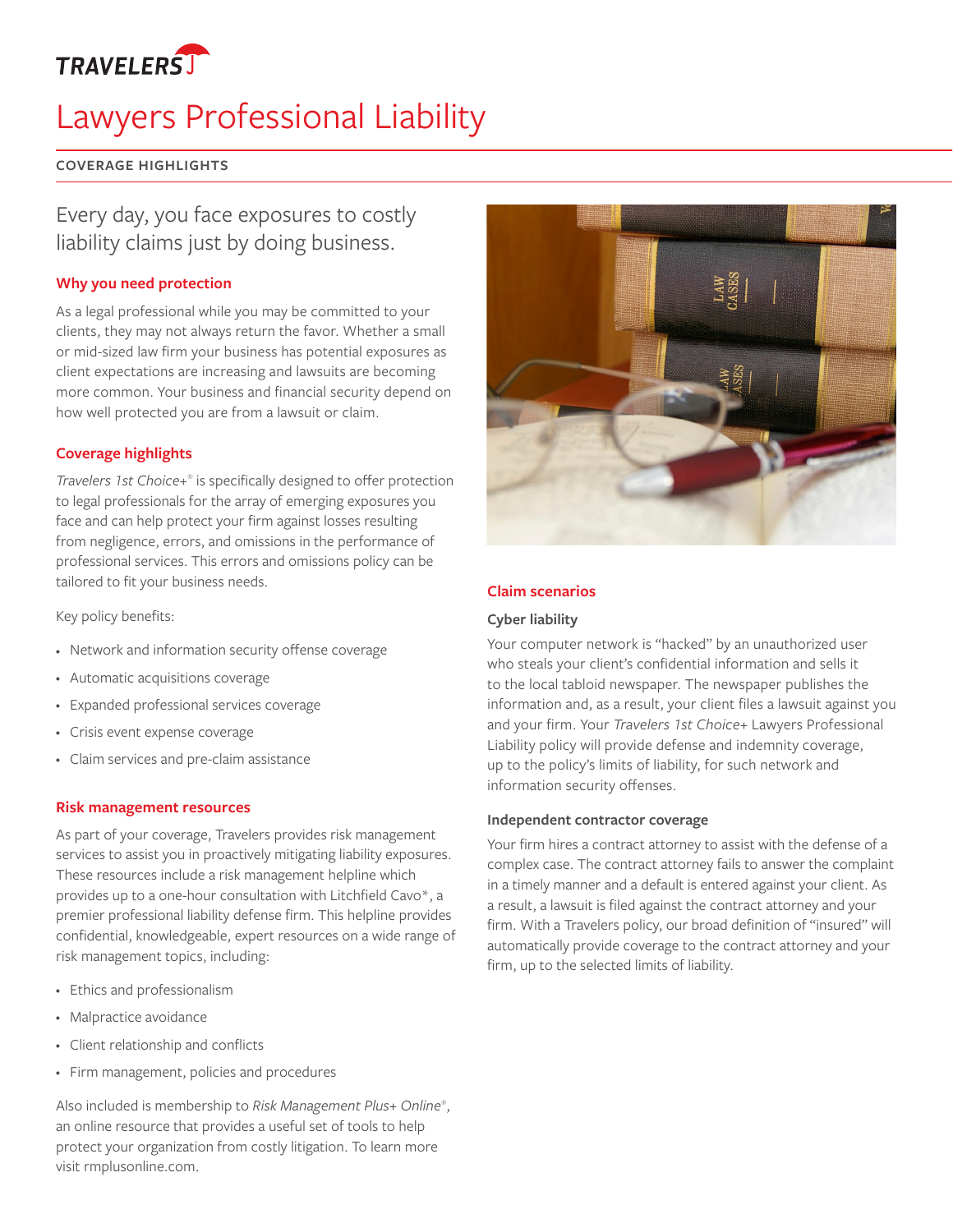TRAVELERS

# Lawyers Professional Liability

**COVERAGE HIGHLIGHTS**

## Every day, you face exposures to costly liability claims just by doing business.

### Why you need protection

As a legal professional while you may be committed to your clients, they may not always return the favor. Whether a small or mid-sized law firm your business has potential exposures as client expectations are increasing and lawsuits are becoming more common. Your business and financial security depend on how well protected you are from a lawsuit or claim.

### Coverage highlights

*Travelers 1st Choice+*® is specifically designed to offer protection to legal professionals for the array of emerging exposures you face and can help protect your firm against losses resulting from negligence, errors, and omissions in the performance of professional services. This errors and omissions policy can be tailored to fit your business needs.

Key policy benefits:

- Network and information security offense coverage
- Automatic acquisitions coverage
- Expanded professional services coverage
- Crisis event expense coverage
- Claim services and pre-claim assistance

### Risk management resources

As part of your coverage, Travelers provides risk management services to assist you in proactively mitigating liability exposures. These resources include a risk management helpline which provides up to a one-hour consultation with Litchfield Cavo*, a premier professional liability defense firm. This helpline provides confidential, knowledgeable, expert resources on a wide range of risk management topics, including:

- Ethics and professionalism
- Malpractice avoidance
- Client relationship and conflicts
- Firm management, policies and procedures

Also included is membership to *Risk Management Plus+ Online*®, an online resource that provides a useful set of tools to help protect your organization from costly litigation. To learn more visit rmplusonline.com.

### Claim scenarios

#### Cyber liability

Your computer network is "hacked" by an unauthorized user who steals your client's confidential information and sells it to the local tabloid newspaper. The newspaper publishes the information and, as a result, your client files a lawsuit against you and your firm. Your *Travelers 1st Choice+* Lawyers Professional Liability policy will provide defense and indemnity coverage, up to the policy's limits of liability, for such network and information security offenses.

#### Independent contractor coverage

Your firm hires a contract attorney to assist with the defense of a complex case. The contract attorney fails to answer the complaint in a timely manner and a default is entered against your client. As a result, a lawsuit is filed against the contract attorney and your firm. With a Travelers policy, our broad definition of "insured" will automatically provide coverage to the contract attorney and your firm, up to the selected limits of liability.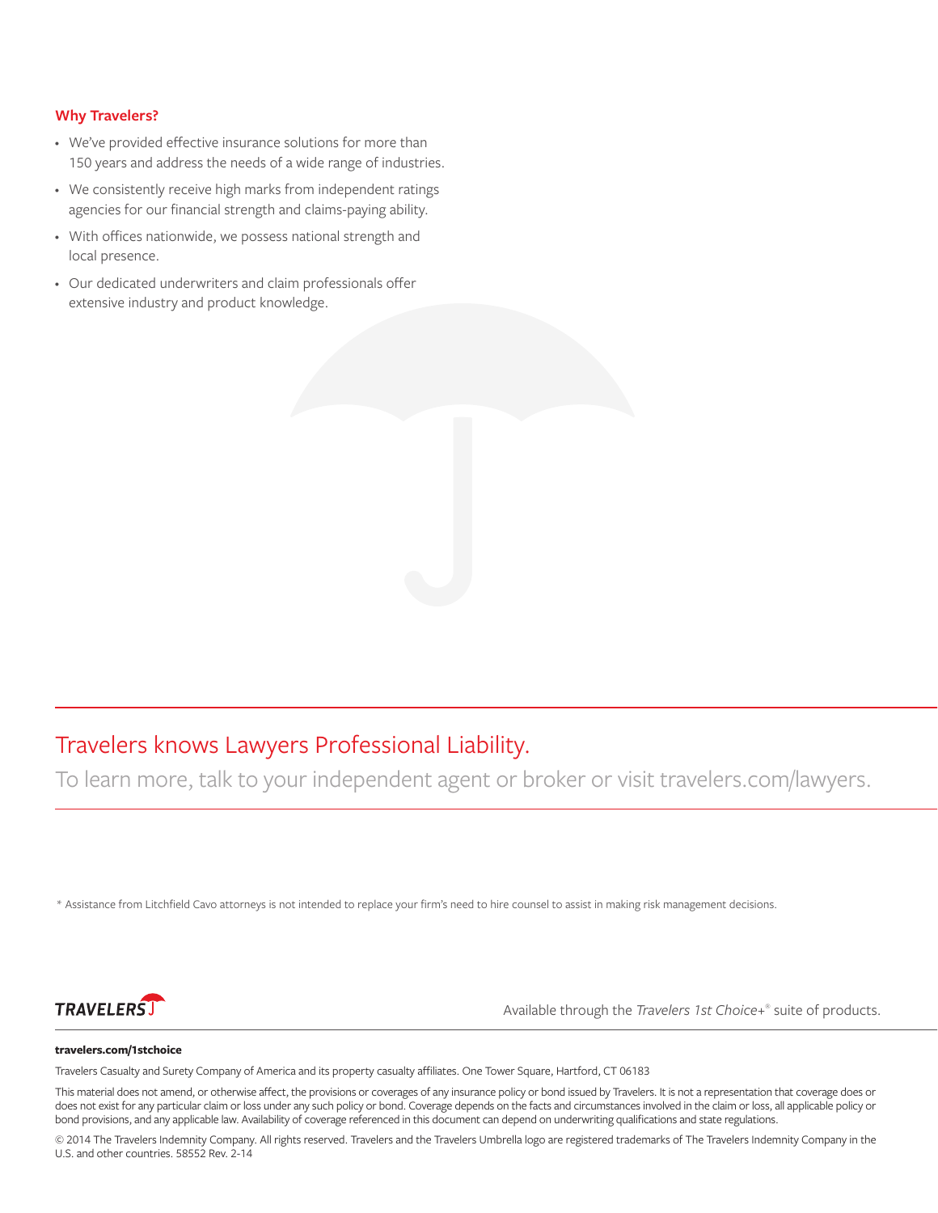## Why Travelers?

- We've provided effective insurance solutions for more than 150 years and address the needs of a wide range of industries.
- We consistently receive high marks from independent ratings agencies for our financial strength and claims-paying ability.
- With offices nationwide, we possess national strength and local presence.
- Our dedicated underwriters and claim professionals offer extensive industry and product knowledge.

## Travelers knows Lawyers Professional Liability.

To learn more, talk to your independent agent or broker or visit travelers.com/lawyers.

* Assistance from Litchfield Cavo attorneys is not intended to replace your firm's need to hire counsel to assist in making risk management decisions.

TRAVELERS

Available through the *Travelers 1st Choice+*® suite of products.

**travelers.com/1stchoice**

Travelers Casualty and Surety Company of America and its property casualty affiliates. One Tower Square, Hartford, CT 06183

This material does not amend, or otherwise affect, the provisions or coverages of any insurance policy or bond issued by Travelers. It is not a representation that coverage does or does not exist for any particular claim or loss under any such policy or bond. Coverage depends on the facts and circumstances involved in the claim or loss, all applicable policy or bond provisions, and any applicable law. Availability of coverage referenced in this document can depend on underwriting qualifications and state regulations.

© 2014 The Travelers Indemnity Company. All rights reserved. Travelers and the Travelers Umbrella logo are registered trademarks of The Travelers Indemnity Company in the U.S. and other countries. 58552 Rev. 2-14